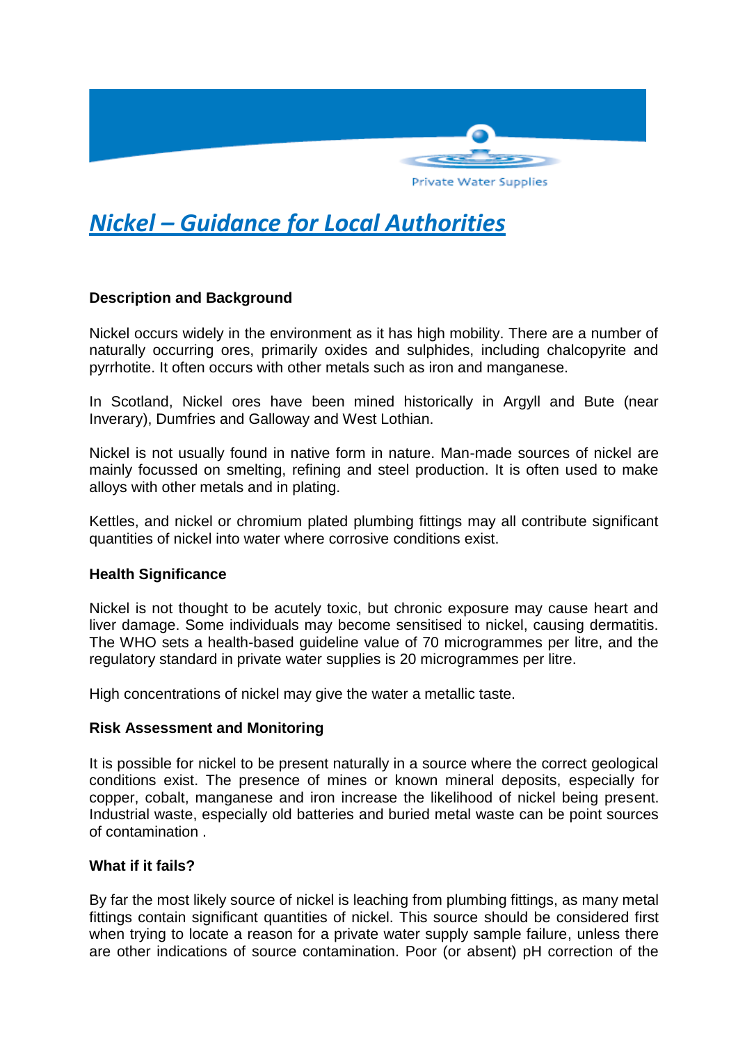Private Water Supplies

# Nickel – Guidance for Local Authorities

### Description and Background

Nickel occurs widely in the environment as it has high mobility. There are a number of naturally occurring ores, primarily oxides and sulphides, including chalcopyrite and pyrrhotite. It often occurs with other metals such as iron and manganese.

In Scotland, Nickel ores have been mined historically in Argyll and Bute (near Inverary), Dumfries and Galloway and West Lothian.

Nickel is not usually found in native form in nature. Man-made sources of nickel are mainly focussed on smelting, refining and steel production. It is often used to make alloys with other metals and in plating.

Kettles, and nickel or chromium plated plumbing fittings may all contribute significant quantities of nickel into water where corrosive conditions exist.

### Health Significance

Nickel is not thought to be acutely toxic, but chronic exposure may cause heart and liver damage. Some individuals may become sensitised to nickel, causing dermatitis. The WHO sets a health-based guideline value of 70 microgrammes per litre, and the regulatory standard in private water supplies is 20 microgrammes per litre.

High concentrations of nickel may give the water a metallic taste.

### Risk Assessment and Monitoring

It is possible for nickel to be present naturally in a source where the correct geological conditions exist. The presence of mines or known mineral deposits, especially for copper, cobalt, manganese and iron increase the likelihood of nickel being present. Industrial waste, especially old batteries and buried metal waste can be point sources of contamination .

### What if it fails?

By far the most likely source of nickel is leaching from plumbing fittings, as many metal fittings contain significant quantities of nickel. This source should be considered first when trying to locate a reason for a private water supply sample failure, unless there are other indications of source contamination. Poor (or absent) pH correction of the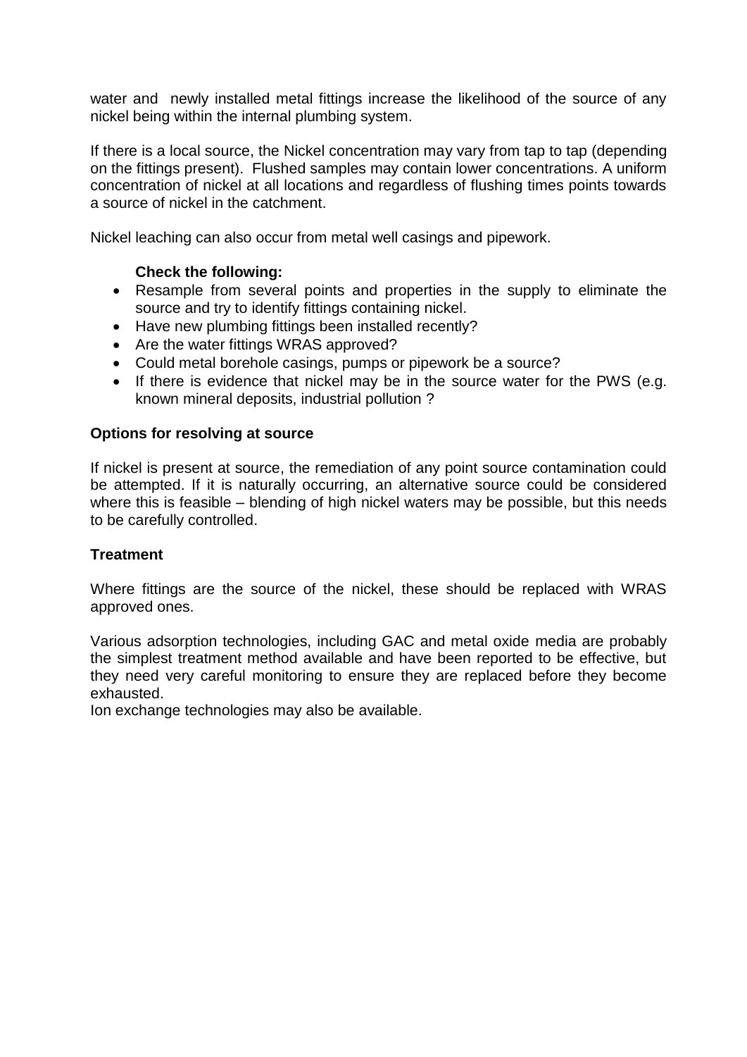water and newly installed metal fittings increase the likelihood of the source of any nickel being within the internal plumbing system.

If there is a local source, the Nickel concentration may vary from tap to tap (depending on the fittings present). Flushed samples may contain lower concentrations. A uniform concentration of nickel at all locations and regardless of flushing times points towards a source of nickel in the catchment.

Nickel leaching can also occur from metal well casings and pipework.

**Check the following:**

- Resample from several points and properties in the supply to eliminate the source and try to identify fittings containing nickel.
- Have new plumbing fittings been installed recently?
- Are the water fittings WRAS approved?
- Could metal borehole casings, pumps or pipework be a source?
- If there is evidence that nickel may be in the source water for the PWS (e.g. known mineral deposits, industrial pollution ?

**Options for resolving at source**

If nickel is present at source, the remediation of any point source contamination could be attempted. If it is naturally occurring, an alternative source could be considered where this is feasible – blending of high nickel waters may be possible, but this needs to be carefully controlled.

**Treatment**

Where fittings are the source of the nickel, these should be replaced with WRAS approved ones.

Various adsorption technologies, including GAC and metal oxide media are probably the simplest treatment method available and have been reported to be effective, but they need very careful monitoring to ensure they are replaced before they become exhausted.
Ion exchange technologies may also be available.